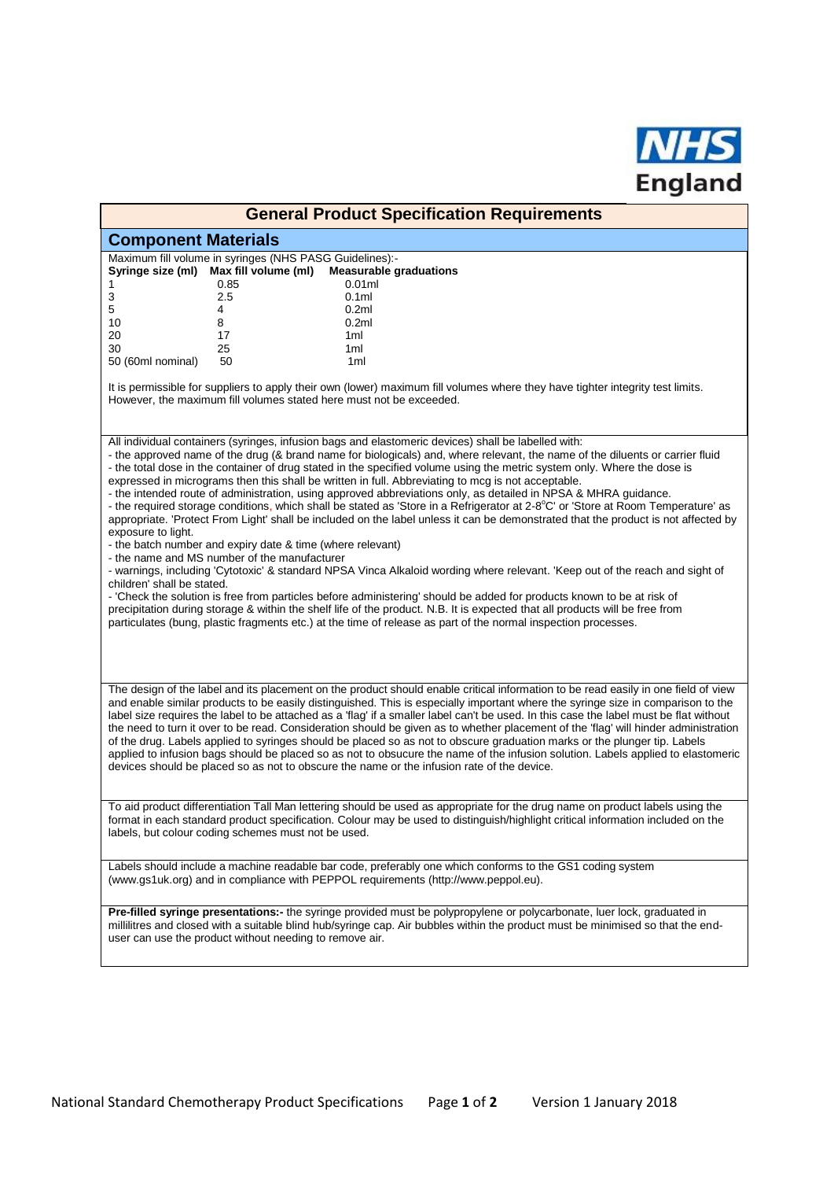NHS England

# General Product Specification Requirements

## Component Materials

Maximum fill volume in syringes (NHS PASG Guidelines):-

| Syringe size (ml) | Max fill volume (ml) | Measurable graduations |
|---|---|---|
| 1 | 0.85 | 0.01ml |
| 3 | 2.5 | 0.1ml |
| 5 | 4 | 0.2ml |
| 10 | 8 | 0.2ml |
| 20 | 17 | 1ml |
| 30 | 25 | 1ml |
| 50 (60ml nominal) | 50 | 1ml |

It is permissible for suppliers to apply their own (lower) maximum fill volumes where they have tighter integrity test limits. However, the maximum fill volumes stated here must not be exceeded.

All individual containers (syringes, infusion bags and elastomeric devices) shall be labelled with:
- the approved name of the drug (& brand name for biologicals) and, where relevant, the name of the diluents or carrier fluid
- the total dose in the container of drug stated in the specified volume using the metric system only. Where the dose is expressed in micrograms then this shall be written in full. Abbreviating to mcg is not acceptable.
- the intended route of administration, using approved abbreviations only, as detailed in NPSA & MHRA guidance.
- the required storage conditions, which shall be stated as 'Store in a Refrigerator at 2-8°C' or 'Store at Room Temperature' as appropriate. 'Protect From Light' shall be included on the label unless it can be demonstrated that the product is not affected by exposure to light.
- the batch number and expiry date & time (where relevant)
- the name and MS number of the manufacturer
- warnings, including 'Cytotoxic' & standard NPSA Vinca Alkaloid wording where relevant. 'Keep out of the reach and sight of children' shall be stated.
- 'Check the solution is free from particles before administering' should be added for products known to be at risk of precipitation during storage & within the shelf life of the product. N.B. It is expected that all products will be free from particulates (bung, plastic fragments etc.) at the time of release as part of the normal inspection processes.

The design of the label and its placement on the product should enable critical information to be read easily in one field of view and enable similar products to be easily distinguished. This is especially important where the syringe size in comparison to the label size requires the label to be attached as a 'flag' if a smaller label can't be used. In this case the label must be flat without the need to turn it over to be read. Consideration should be given as to whether placement of the 'flag' will hinder administration of the drug. Labels applied to syringes should be placed so as not to obscure graduation marks or the plunger tip. Labels applied to infusion bags should be placed so as not to obsucure the name of the infusion solution. Labels applied to elastomeric devices should be placed so as not to obscure the name or the infusion rate of the device.

To aid product differentiation Tall Man lettering should be used as appropriate for the drug name on product labels using the format in each standard product specification. Colour may be used to distinguish/highlight critical information included on the labels, but colour coding schemes must not be used.

Labels should include a machine readable bar code, preferably one which conforms to the GS1 coding system (www.gs1uk.org) and in compliance with PEPPOL requirements (http://www.peppol.eu).

**Pre-filled syringe presentations:-** the syringe provided must be polypropylene or polycarbonate, luer lock, graduated in millilitres and closed with a suitable blind hub/syringe cap. Air bubbles within the product must be minimised so that the end-user can use the product without needing to remove air.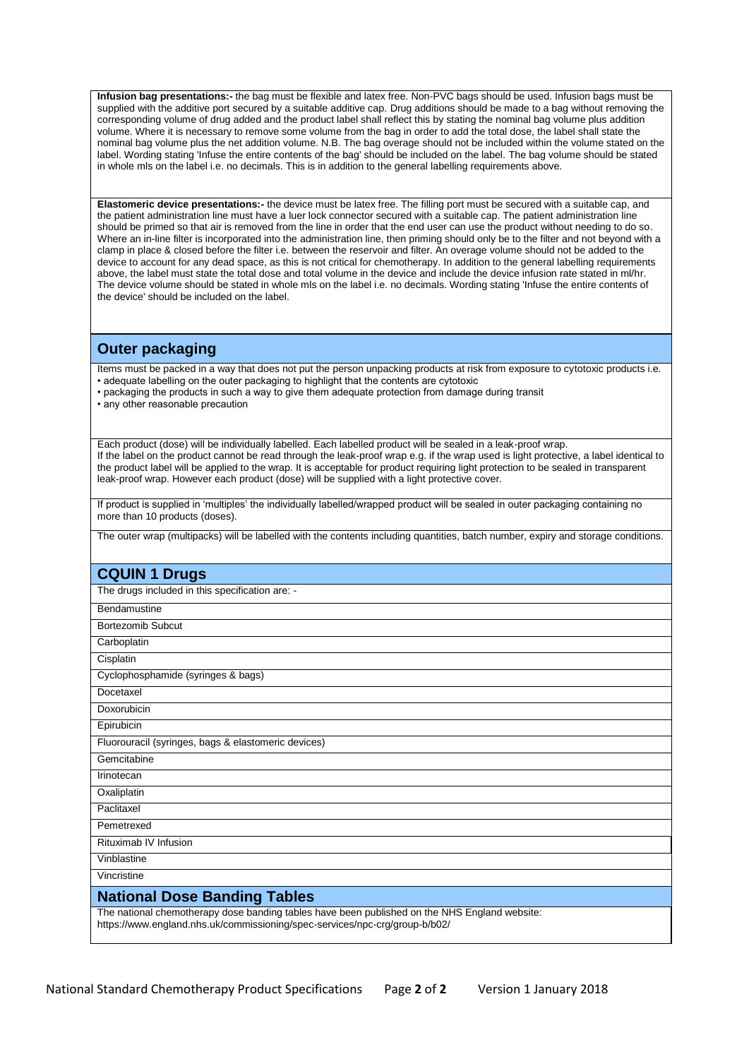**Infusion bag presentations:-** the bag must be flexible and latex free. Non-PVC bags should be used. Infusion bags must be supplied with the additive port secured by a suitable additive cap. Drug additions should be made to a bag without removing the corresponding volume of drug added and the product label shall reflect this by stating the nominal bag volume plus addition volume. Where it is necessary to remove some volume from the bag in order to add the total dose, the label shall state the nominal bag volume plus the net addition volume. N.B. The bag overage should not be included within the volume stated on the label. Wording stating 'Infuse the entire contents of the bag' should be included on the label. The bag volume should be stated in whole mls on the label i.e. no decimals. This is in addition to the general labelling requirements above.

**Elastomeric device presentations:-** the device must be latex free. The filling port must be secured with a suitable cap, and the patient administration line must have a luer lock connector secured with a suitable cap. The patient administration line should be primed so that air is removed from the line in order that the end user can use the product without needing to do so. Where an in-line filter is incorporated into the administration line, then priming should only be to the filter and not beyond with a clamp in place & closed before the filter i.e. between the reservoir and filter. An overage volume should not be added to the device to account for any dead space, as this is not critical for chemotherapy. In addition to the general labelling requirements above, the label must state the total dose and total volume in the device and include the device infusion rate stated in ml/hr. The device volume should be stated in whole mls on the label i.e. no decimals. Wording stating 'Infuse the entire contents of the device' should be included on the label.

## Outer packaging

Items must be packed in a way that does not put the person unpacking products at risk from exposure to cytotoxic products i.e.
- adequate labelling on the outer packaging to highlight that the contents are cytotoxic
- packaging the products in such a way to give them adequate protection from damage during transit
- any other reasonable precaution

Each product (dose) will be individually labelled. Each labelled product will be sealed in a leak-proof wrap.
If the label on the product cannot be read through the leak-proof wrap e.g. if the wrap used is light protective, a label identical to the product label will be applied to the wrap. It is acceptable for product requiring light protection to be sealed in transparent leak-proof wrap. However each product (dose) will be supplied with a light protective cover.

If product is supplied in 'multiples' the individually labelled/wrapped product will be sealed in outer packaging containing no more than 10 products (doses).

The outer wrap (multipacks) will be labelled with the contents including quantities, batch number, expiry and storage conditions.

## CQUIN 1 Drugs

The drugs included in this specification are: -

- Bendamustine
- Bortezomib Subcut
- Carboplatin
- Cisplatin
- Cyclophosphamide (syringes & bags)
- Docetaxel
- Doxorubicin
- Epirubicin
- Fluorouracil (syringes, bags & elastomeric devices)
- Gemcitabine
- Irinotecan
- Oxaliplatin
- Paclitaxel
- Pemetrexed
- Rituximab IV Infusion
- Vinblastine
- Vincristine

## National Dose Banding Tables

The national chemotherapy dose banding tables have been published on the NHS England website:
https://www.england.nhs.uk/commissioning/spec-services/npc-crg/group-b/b02/